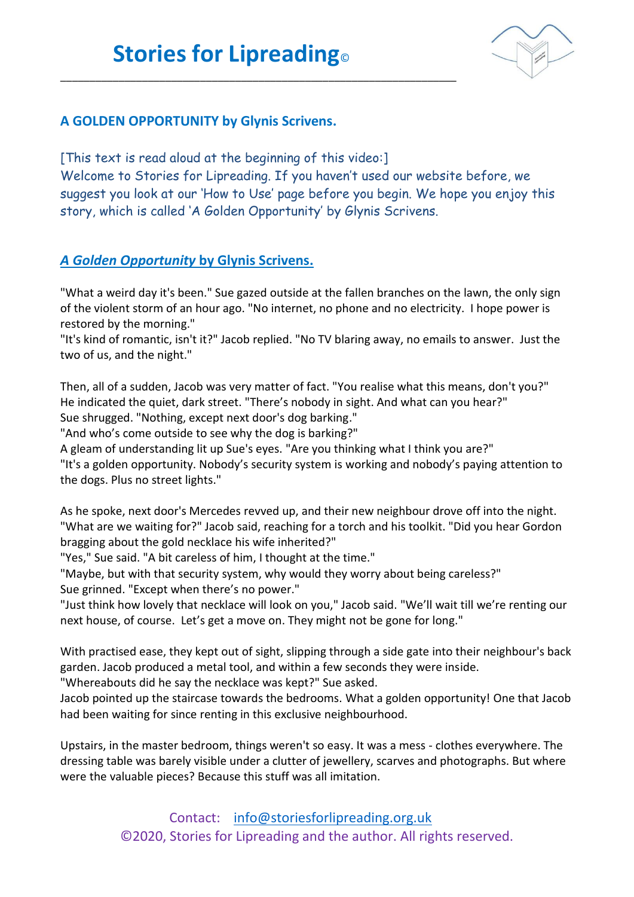# Stories for Lipreading©

## A GOLDEN OPPORTUNITY by Glynis Scrivens.

[This text is read aloud at the beginning of this video:]
Welcome to Stories for Lipreading. If you haven't used our website before, we suggest you look at our 'How to Use' page before you begin. We hope you enjoy this story, which is called 'A Golden Opportunity' by Glynis Scrivens.

## *A Golden Opportunity* by Glynis Scrivens.

"What a weird day it's been." Sue gazed outside at the fallen branches on the lawn, the only sign of the violent storm of an hour ago. "No internet, no phone and no electricity. I hope power is restored by the morning."
"It's kind of romantic, isn't it?" Jacob replied. "No TV blaring away, no emails to answer. Just the two of us, and the night."

Then, all of a sudden, Jacob was very matter of fact. "You realise what this means, don't you?" He indicated the quiet, dark street. "There's nobody in sight. And what can you hear?"
Sue shrugged. "Nothing, except next door's dog barking."
"And who's come outside to see why the dog is barking?"
A gleam of understanding lit up Sue's eyes. "Are you thinking what I think you are?"
"It's a golden opportunity. Nobody's security system is working and nobody's paying attention to the dogs. Plus no street lights."

As he spoke, next door's Mercedes revved up, and their new neighbour drove off into the night.
"What are we waiting for?" Jacob said, reaching for a torch and his toolkit. "Did you hear Gordon bragging about the gold necklace his wife inherited?"
"Yes," Sue said. "A bit careless of him, I thought at the time."
"Maybe, but with that security system, why would they worry about being careless?"
Sue grinned. "Except when there's no power."
"Just think how lovely that necklace will look on you," Jacob said. "We'll wait till we're renting our next house, of course. Let's get a move on. They might not be gone for long."

With practised ease, they kept out of sight, slipping through a side gate into their neighbour's back garden. Jacob produced a metal tool, and within a few seconds they were inside.
"Whereabouts did he say the necklace was kept?" Sue asked.
Jacob pointed up the staircase towards the bedrooms. What a golden opportunity! One that Jacob had been waiting for since renting in this exclusive neighbourhood.

Upstairs, in the master bedroom, things weren't so easy. It was a mess - clothes everywhere. The dressing table was barely visible under a clutter of jewellery, scarves and photographs. But where were the valuable pieces? Because this stuff was all imitation.

Contact: info@storiesforlipreading.org.uk
©2020, Stories for Lipreading and the author. All rights reserved.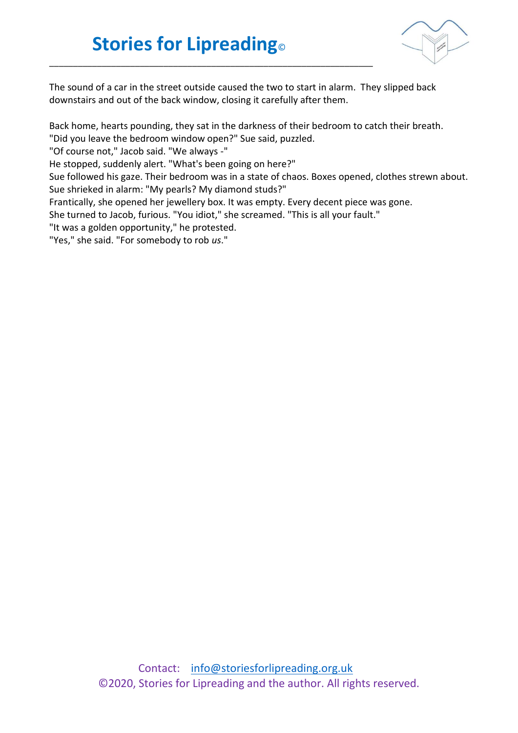The sound of a car in the street outside caused the two to start in alarm. They slipped back downstairs and out of the back window, closing it carefully after them.

Back home, hearts pounding, they sat in the darkness of their bedroom to catch their breath.
"Did you leave the bedroom window open?" Sue said, puzzled.
"Of course not," Jacob said. "We always -"
He stopped, suddenly alert. "What's been going on here?"
Sue followed his gaze. Their bedroom was in a state of chaos. Boxes opened, clothes strewn about.
Sue shrieked in alarm: "My pearls? My diamond studs?"
Frantically, she opened her jewellery box. It was empty. Every decent piece was gone.
She turned to Jacob, furious. "You idiot," she screamed. "This is all your fault."
"It was a golden opportunity," he protested.
"Yes," she said. "For somebody to rob *us*."